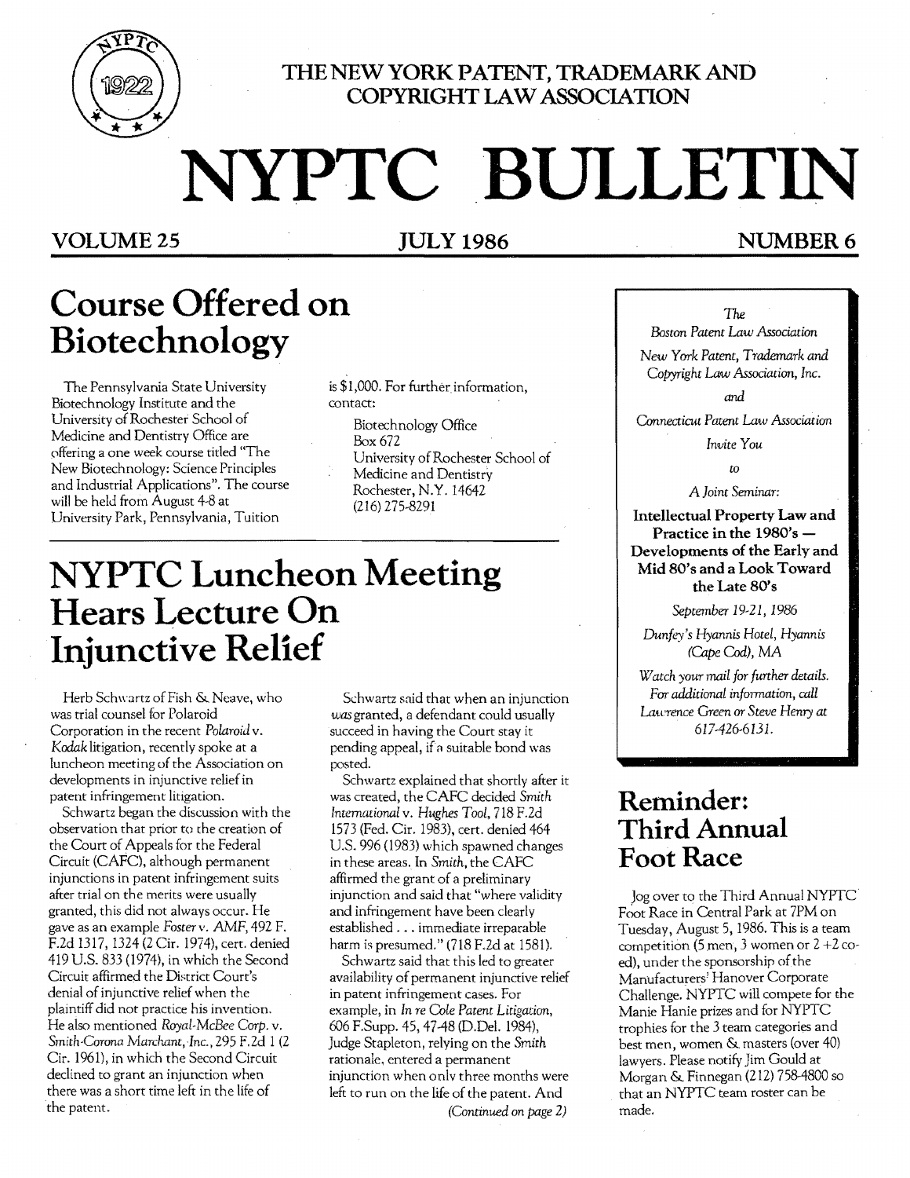THE NEW YORK PATENT, TRADEMARK AND COPYRIGHT LAW ASSOCIATION

# NYPTC BULLETIN

**VOLUME 25** **JULY 1986** **NUMBER 6**

## Course Offered on Biotechnology

The Pennsylvania State University Biotechnology Institute and the University of Rochester School of Medicine and Dentistry Office are offering a one week course titled "The New Biotechnology: Science Principles and Industrial Applications". The course will be held from August 4-8 at University Park, Pennsylvania, Tuition is $1,000. For further information, contact:

Biotechnology Office
Box 672
University of Rochester School of Medicine and Dentistry
Rochester, N.Y. 14642
(216) 275-8291

## NYPTC Luncheon Meeting Hears Lecture On Injunctive Relief

Herb Schwartz of Fish & Neave, who was trial counsel for Polaroid Corporation in the recent *Polaroid* v. *Kodak* litigation, recently spoke at a luncheon meeting of the Association on developments in injunctive relief in patent infringement litigation.

Schwartz began the discussion with the observation that prior to the creation of the Court of Appeals for the Federal Circuit (CAFC), although permanent injunctions in patent infringement suits after trial on the merits were usually granted, this did not always occur. He gave as an example *Foster* v. *AMF*, 492 F. F.2d 1317, 1324 (2 Cir. 1974), cert. denied 419 U.S. 833 (1974), in which the Second Circuit affirmed the District Court's denial of injunctive relief when the plaintiff did not practice his invention. He also mentioned *Royal-McBee Corp.* v. *Smith-Corona Marchant, Inc.*, 295 F.2d 1 (2 Cir. 1961), in which the Second Circuit declined to grant an injunction when there was a short time left in the life of the patent.

Schwartz said that when an injunction *was* granted, a defendant could usually succeed in having the Court stay it pending appeal, if a suitable bond was posted.

Schwartz explained that shortly after it was created, the CAFC decided *Smith International* v. *Hughes Tool*, 718 F.2d 1573 (Fed. Cir. 1983), cert. denied 464 U.S. 996 (1983) which spawned changes in these areas. In *Smith*, the CAFC affirmed the grant of a preliminary injunction and said that "where validity and infringement have been clearly established . . . immediate irreparable harm is presumed." (718 F.2d at 1581).

Schwartz said that this led to greater availability of permanent injunctive relief in patent infringement cases. For example, in *In re Cole Patent Litigation*, 606 F.Supp. 45, 47-48 (D.Del. 1984), Judge Stapleton, relying on the *Smith* rationale, entered a permanent injunction when only three months were left to run on the life of the patent. And

*(Continued on page 2)*

---

*The*
*Boston Patent Law Association*
*New York Patent, Trademark and Copyright Law Association, Inc.*
*and*
*Connecticut Patent Law Association*
*Invite You*
*to*
*A Joint Seminar:*

**Intellectual Property Law and Practice in the 1980's — Developments of the Early and Mid 80's and a Look Toward the Late 80's**

*September 19-21, 1986*
*Dunfey's Hyannis Hotel, Hyannis (Cape Cod), MA*

*Watch your mail for further details. For additional information, call Lawrence Green or Steve Henry at 617-426-6131.*

---

## Reminder: Third Annual Foot Race

Jog over to the Third Annual NYPTC Foot Race in Central Park at 7PM on Tuesday, August 5, 1986. This is a team competition (5 men, 3 women or 2 +2 co-ed), under the sponsorship of the Manufacturers' Hanover Corporate Challenge. NYPTC will compete for the Manie Hanie prizes and for NYPTC trophies for the 3 team categories and best men, women & masters (over 40) lawyers. Please notify Jim Gould at Morgan & Finnegan (212) 758-4800 so that an NYPTC team roster can be made.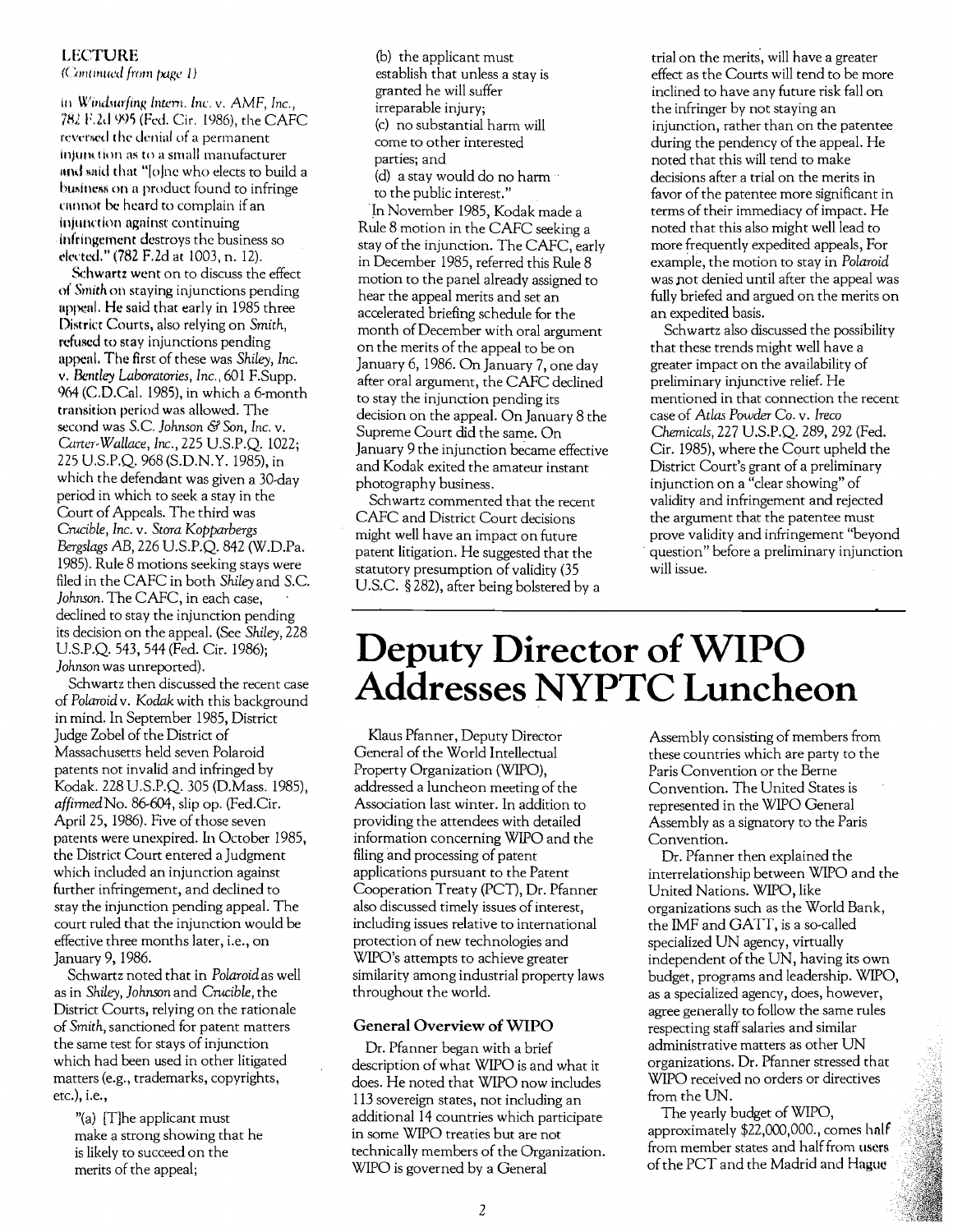**LECTURE**
*(Continued from page 1)*

in *Windsurfing Intern. Inc. v. AMF, Inc.*, 782 F.2d 995 (Fed. Cir. 1986), the CAFC reversed the denial of a permanent injunction as to a small manufacturer and said that "[o]ne who elects to build a business on a product found to infringe cannot be heard to complain if an injunction against continuing infringement destroys the business so elected." (782 F.2d at 1003, n. 12).

Schwartz went on to discuss the effect of *Smith* on staying injunctions pending appeal. He said that early in 1985 three District Courts, also relying on *Smith*, refused to stay injunctions pending appeal. The first of these was *Shiley, Inc. v. Bentley Laboratories, Inc.*, 601 F.Supp. 964 (C.D.Cal. 1985), in which a 6-month transition period was allowed. The second was *S.C. Johnson & Son, Inc. v. Carter-Wallace, Inc.*, 225 U.S.P.Q. 1022; 225 U.S.P.Q. 968 (S.D.N.Y. 1985), in which the defendant was given a 30-day period in which to seek a stay in the Court of Appeals. The third was *Crucible, Inc. v. Stora Kopparbergs Bergslags AB*, 226 U.S.P.Q. 842 (W.D.Pa. 1985). Rule 8 motions seeking stays were filed in the CAFC in both *Shiley* and *S.C. Johnson*. The CAFC, in each case, declined to stay the injunction pending its decision on the appeal. (See *Shiley*, 228 U.S.P.Q. 543, 544 (Fed. Cir. 1986); *Johnson* was unreported).

Schwartz then discussed the recent case of *Polaroid v. Kodak* with this background in mind. In September 1985, District Judge Zobel of the District of Massachusetts held seven Polaroid patents not invalid and infringed by Kodak. 228 U.S.P.Q. 305 (D.Mass. 1985), *affirmed* No. 86-604, slip op. (Fed.Cir. April 25, 1986). Five of those seven patents were unexpired. In October 1985, the District Court entered a Judgment which included an injunction against further infringement, and declined to stay the injunction pending appeal. The court ruled that the injunction would be effective three months later, i.e., on January 9, 1986.

Schwartz noted that in *Polaroid* as well as in *Shiley*, *Johnson* and *Crucible*, the District Courts, relying on the rationale of *Smith*, sanctioned for patent matters the same test for stays of injunction which had been used in other litigated matters (e.g., trademarks, copyrights, etc.), i.e.,

> "(a) [T]he applicant must make a strong showing that he is likely to succeed on the merits of the appeal;
> (b) the applicant must establish that unless a stay is granted he will suffer irreparable injury;
> (c) no substantial harm will come to other interested parties; and
> (d) a stay would do no harm to the public interest."

In November 1985, Kodak made a Rule 8 motion in the CAFC seeking a stay of the injunction. The CAFC, early in December 1985, referred this Rule 8 motion to the panel already assigned to hear the appeal merits and set an accelerated briefing schedule for the month of December with oral argument on the merits of the appeal to be on January 6, 1986. On January 7, one day after oral argument, the CAFC declined to stay the injunction pending its decision on the appeal. On January 8 the Supreme Court did the same. On January 9 the injunction became effective and Kodak exited the amateur instant photography business.

Schwartz commented that the recent CAFC and District Court decisions might well have an impact on future patent litigation. He suggested that the statutory presumption of validity (35 U.S.C. § 282), after being bolstered by a trial on the merits, will have a greater effect as the Courts will tend to be more inclined to have any future risk fall on the infringer by not staying an injunction, rather than on the patentee during the pendency of the appeal. He noted that this will tend to make decisions after a trial on the merits in favor of the patentee more significant in terms of their immediacy of impact. He noted that this also might well lead to more frequently expedited appeals, For example, the motion to stay in *Polaroid* was not denied until after the appeal was fully briefed and argued on the merits on an expedited basis.

Schwartz also discussed the possibility that these trends might well have a greater impact on the availability of preliminary injunctive relief. He mentioned in that connection the recent case of *Atlas Powder Co. v. Ireco Chemicals*, 227 U.S.P.Q. 289, 292 (Fed. Cir. 1985), where the Court upheld the District Court's grant of a preliminary injunction on a "clear showing" of validity and infringement and rejected the argument that the patentee must prove validity and infringement "beyond question" before a preliminary injunction will issue.

# Deputy Director of WIPO Addresses NYPTC Luncheon

Klaus Pfanner, Deputy Director General of the World Intellectual Property Organization (WIPO), addressed a luncheon meeting of the Association last winter. In addition to providing the attendees with detailed information concerning WIPO and the filing and processing of patent applications pursuant to the Patent Cooperation Treaty (PCT), Dr. Pfanner also discussed timely issues of interest, including issues relative to international protection of new technologies and WIPO's attempts to achieve greater similarity among industrial property laws throughout the world.

### General Overview of WIPO

Dr. Pfanner began with a brief description of what WIPO is and what it does. He noted that WIPO now includes 113 sovereign states, not including an additional 14 countries which participate in some WIPO treaties but are not technically members of the Organization. WIPO is governed by a General Assembly consisting of members from these countries which are party to the Paris Convention or the Berne Convention. The United States is represented in the WIPO General Assembly as a signatory to the Paris Convention.

Dr. Pfanner then explained the interrelationship between WIPO and the United Nations. WIPO, like organizations such as the World Bank, the IMF and GATT, is a so-called specialized UN agency, virtually independent of the UN, having its own budget, programs and leadership. WIPO, as a specialized agency, does, however, agree generally to follow the same rules respecting staff salaries and similar administrative matters as other UN organizations. Dr. Pfanner stressed that WIPO received no orders or directives from the UN.

The yearly budget of WIPO, approximately $22,000,000., comes half from member states and half from users of the PCT and the Madrid and Hague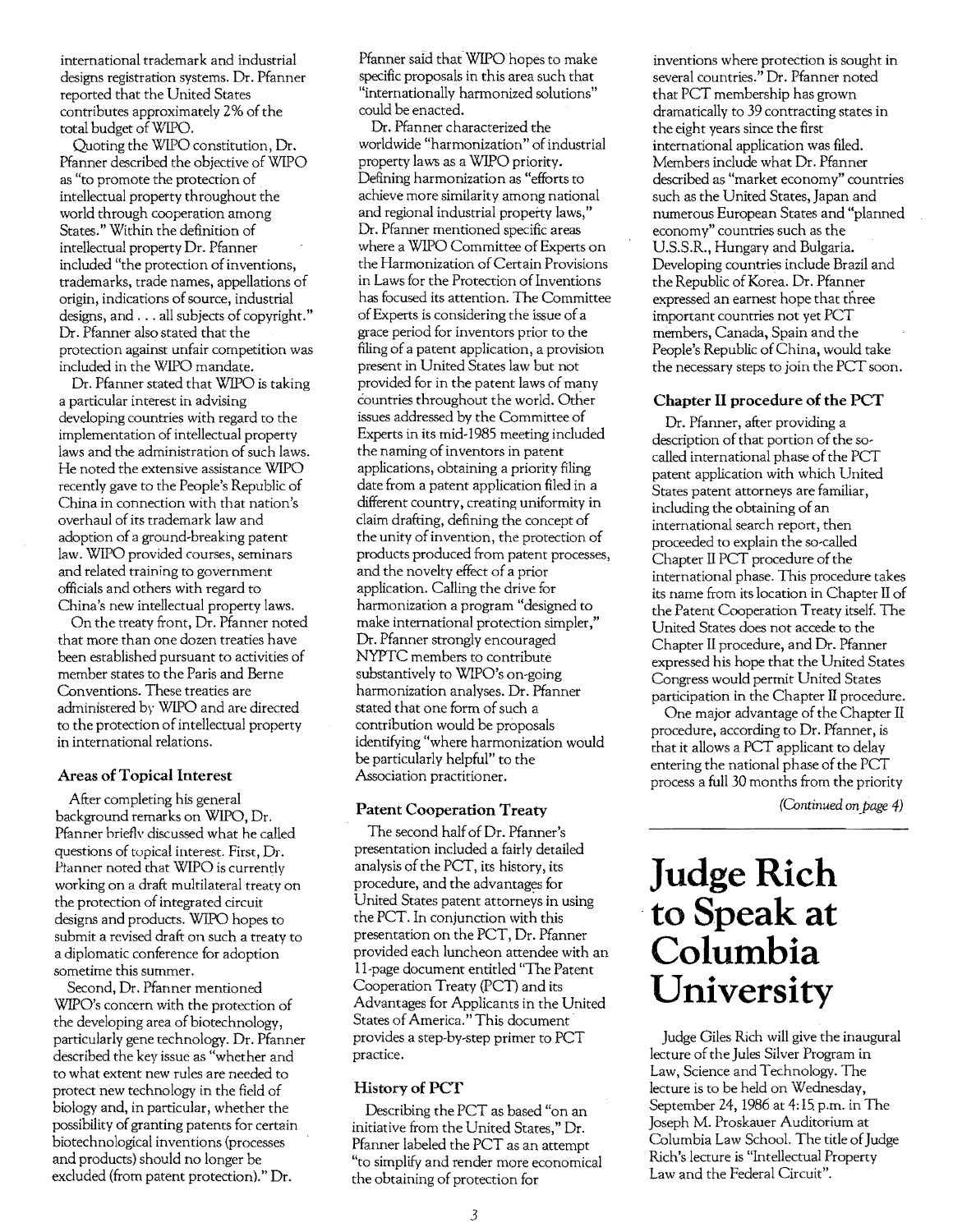international trademark and industrial designs registration systems. Dr. Pfanner reported that the United States contributes approximately 2% of the total budget of WIPO.

Quoting the WIPO constitution, Dr. Pfanner described the objective of WIPO as "to promote the protection of intellectual property throughout the world through cooperation among States." Within the definition of intellectual property Dr. Pfanner included "the protection of inventions, trademarks, trade names, appellations of origin, indications of source, industrial designs, and . . . all subjects of copyright." Dr. Pfanner also stated that the protection against unfair competition was included in the WIPO mandate.

Dr. Pfanner stated that WIPO is taking a particular interest in advising developing countries with regard to the implementation of intellectual property laws and the administration of such laws. He noted the extensive assistance WIPO recently gave to the People's Republic of China in connection with that nation's overhaul of its trademark law and adoption of a ground-breaking patent law. WIPO provided courses, seminars and related training to government officials and others with regard to China's new intellectual property laws.

On the treaty front, Dr. Pfanner noted that more than one dozen treaties have been established pursuant to activities of member states to the Paris and Berne Conventions. These treaties are administered by WIPO and are directed to the protection of intellectual property in international relations.

### Areas of Topical Interest

After completing his general background remarks on WIPO, Dr. Pfanner briefly discussed what he called questions of topical interest. First, Dr. Pfanner noted that WIPO is currently working on a draft multilateral treaty on the protection of integrated circuit designs and products. WIPO hopes to submit a revised draft on such a treaty to a diplomatic conference for adoption sometime this summer.

Second, Dr. Pfanner mentioned WIPO's concern with the protection of the developing area of biotechnology, particularly gene technology. Dr. Pfanner described the key issue as "whether and to what extent new rules are needed to protect new technology in the field of biology and, in particular, whether the possibility of granting patents for certain biotechnological inventions (processes and products) should no longer be excluded (from patent protection)." Dr. Pfanner said that WIPO hopes to make specific proposals in this area such that "internationally harmonized solutions" could be enacted.

Dr. Pfanner characterized the worldwide "harmonization" of industrial property laws as a WIPO priority. Defining harmonization as "efforts to achieve more similarity among national and regional industrial property laws," Dr. Pfanner mentioned specific areas where a WIPO Committee of Experts on the Harmonization of Certain Provisions in Laws for the Protection of Inventions has focused its attention. The Committee of Experts is considering the issue of a grace period for inventors prior to the filing of a patent application, a provision present in United States law but not provided for in the patent laws of many countries throughout the world. Other issues addressed by the Committee of Experts in its mid-1985 meeting included the naming of inventors in patent applications, obtaining a priority filing date from a patent application filed in a different country, creating uniformity in claim drafting, defining the concept of the unity of invention, the protection of products produced from patent processes, and the novelty effect of a prior application. Calling the drive for harmonization a program "designed to make international protection simpler," Dr. Pfanner strongly encouraged NYPTC members to contribute substantively to WIPO's on-going harmonization analyses. Dr. Pfanner stated that one form of such a contribution would be proposals identifying "where harmonization would be particularly helpful" to the Association practitioner.

### Patent Cooperation Treaty

The second half of Dr. Pfanner's presentation included a fairly detailed analysis of the PCT, its history, its procedure, and the advantages for United States patent attorneys in using the PCT. In conjunction with this presentation on the PCT, Dr. Pfanner provided each luncheon attendee with an 11-page document entitled "The Patent Cooperation Treaty (PCT) and its Advantages for Applicants in the United States of America." This document provides a step-by-step primer to PCT practice.

### History of PCT

Describing the PCT as based "on an initiative from the United States," Dr. Pfanner labeled the PCT as an attempt "to simplify and render more economical the obtaining of protection for inventions where protection is sought in several countries." Dr. Pfanner noted that PCT membership has grown dramatically to 39 contracting states in the eight years since the first international application was filed. Members include what Dr. Pfanner described as "market economy" countries such as the United States, Japan and numerous European States and "planned economy" countries such as the U.S.S.R., Hungary and Bulgaria. Developing countries include Brazil and the Republic of Korea. Dr. Pfanner expressed an earnest hope that three important countries not yet PCT members, Canada, Spain and the People's Republic of China, would take the necessary steps to join the PCT soon.

### Chapter II procedure of the PCT

Dr. Pfanner, after providing a description of that portion of the so-called international phase of the PCT patent application with which United States patent attorneys are familiar, including the obtaining of an international search report, then proceeded to explain the so-called Chapter II PCT procedure of the international phase. This procedure takes its name from its location in Chapter II of the Patent Cooperation Treaty itself. The United States does not accede to the Chapter II procedure, and Dr. Pfanner expressed his hope that the United States Congress would permit United States participation in the Chapter II procedure.

One major advantage of the Chapter II procedure, according to Dr. Pfanner, is that it allows a PCT applicant to delay entering the national phase of the PCT process a full 30 months from the priority

*(Continued on page 4)*

# Judge Rich to Speak at Columbia University

Judge Giles Rich will give the inaugural lecture of the Jules Silver Program in Law, Science and Technology. The lecture is to be held on Wednesday, September 24, 1986 at 4:15 p.m. in The Joseph M. Proskauer Auditorium at Columbia Law School. The title of Judge Rich's lecture is "Intellectual Property Law and the Federal Circuit".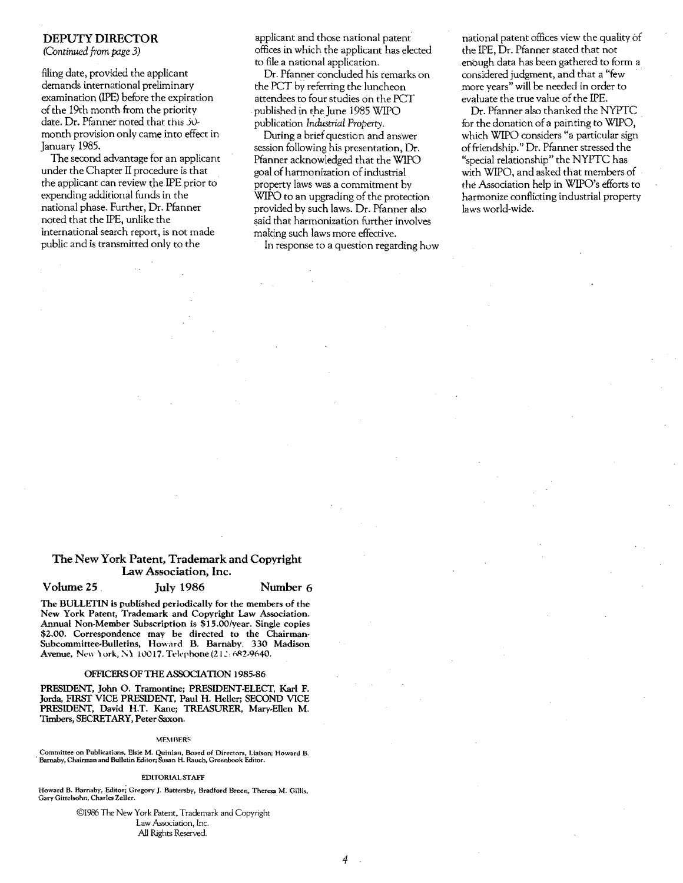## DEPUTY DIRECTOR

*(Continued from page 3)*

filing date, provided the applicant demands international preliminary examination (IPE) before the expiration of the 19th month from the priority date. Dr. Pfanner noted that this 30-month provision only came into effect in January 1985.

The second advantage for an applicant under the Chapter II procedure is that the applicant can review the IPE prior to expending additional funds in the national phase. Further, Dr. Pfanner noted that the IPE, unlike the international search report, is not made public and is transmitted only to the applicant and those national patent offices in which the applicant has elected to file a national application.

Dr. Pfanner concluded his remarks on the PCT by referring the luncheon attendees to four studies on the PCT published in the June 1985 WIPO publication *Industrial Property*.

During a brief question and answer session following his presentation, Dr. Pfanner acknowledged that the WIPO goal of harmonization of industrial property laws was a commitment by WIPO to an upgrading of the protection provided by such laws. Dr. Pfanner also said that harmonization further involves making such laws more effective.

In response to a question regarding how national patent offices view the quality of the IPE, Dr. Pfanner stated that not enough data has been gathered to form a considered judgment, and that a "few more years" will be needed in order to evaluate the true value of the IPE.

Dr. Pfanner also thanked the NYPTC for the donation of a painting to WIPO, which WIPO considers "a particular sign of friendship." Dr. Pfanner stressed the "special relationship" the NYPTC has with WIPO, and asked that members of the Association help in WIPO's efforts to harmonize conflicting industrial property laws world-wide.

---

### The New York Patent, Trademark and Copyright Law Association, Inc.

**Volume 25 July 1986 Number 6**

**The BULLETIN is published periodically for the members of the New York Patent, Trademark and Copyright Law Association. Annual Non-Member Subscription is $15.00/year. Single copies $2.00. Correspondence may be directed to the Chairman-Subcommittee-Bulletins, Howard B. Barnaby, 330 Madison Avenue, New York, NY 10017. Telephone (212) 682-9640.**

#### OFFICERS OF THE ASSOCIATION 1985-86

**PRESIDENT, John O. Tramontine; PRESIDENT-ELECT, Karl F. Jorda, FIRST VICE PRESIDENT, Paul H. Heller; SECOND VICE PRESIDENT, David H.T. Kane; TREASURER, Mary-Ellen M. Timbers, SECRETARY, Peter Saxon.**

#### MEMBERS

Committee on Publications, Elsie M. Quinlan, Board of Directors, Liaison; Howard B. Barnaby, Chairman and Bulletin Editor; Susan H. Rauch, Greenbook Editor.

#### EDITORIAL STAFF

Howard B. Barnaby, Editor; Gregory J. Battersby, Bradford Breen, Theresa M. Gillis, Gary Gittelsohn, Charles Zeller.

©1986 The New York Patent, Trademark and Copyright Law Association, Inc.
All Rights Reserved.